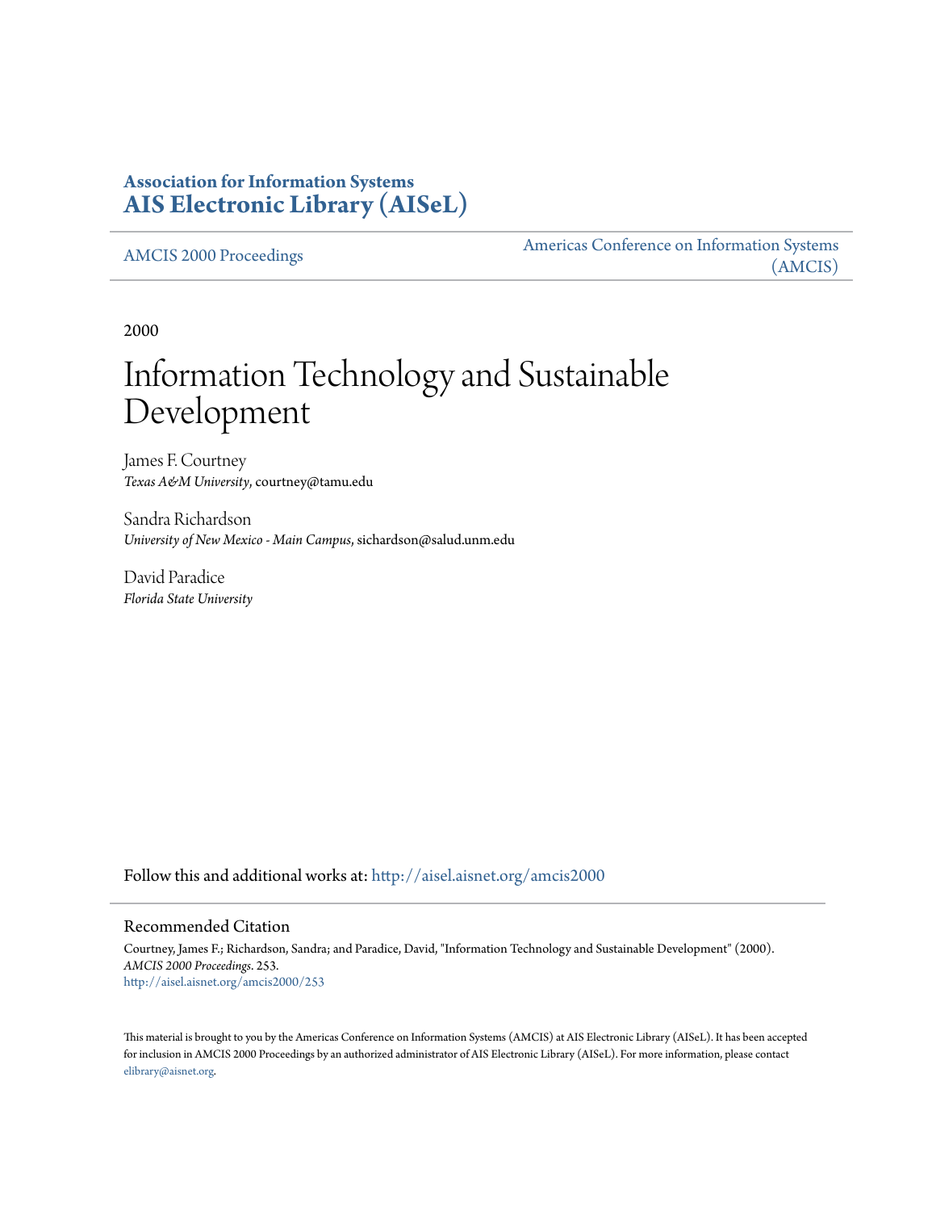**Association for Information Systems**
**AIS Electronic Library (AISeL)**

AMCIS 2000 Proceedings

Americas Conference on Information Systems (AMCIS)

2000

# Information Technology and Sustainable Development

James F. Courtney
*Texas A&M University*, courtney@tamu.edu

Sandra Richardson
*University of New Mexico - Main Campus*, sichardson@salud.unm.edu

David Paradice
*Florida State University*

Follow this and additional works at: http://aisel.aisnet.org/amcis2000

## Recommended Citation

Courtney, James F.; Richardson, Sandra; and Paradice, David, "Information Technology and Sustainable Development" (2000). *AMCIS 2000 Proceedings*. 253.
http://aisel.aisnet.org/amcis2000/253

This material is brought to you by the Americas Conference on Information Systems (AMCIS) at AIS Electronic Library (AISeL). It has been accepted for inclusion in AMCIS 2000 Proceedings by an authorized administrator of AIS Electronic Library (AISeL). For more information, please contact elibrary@aisnet.org.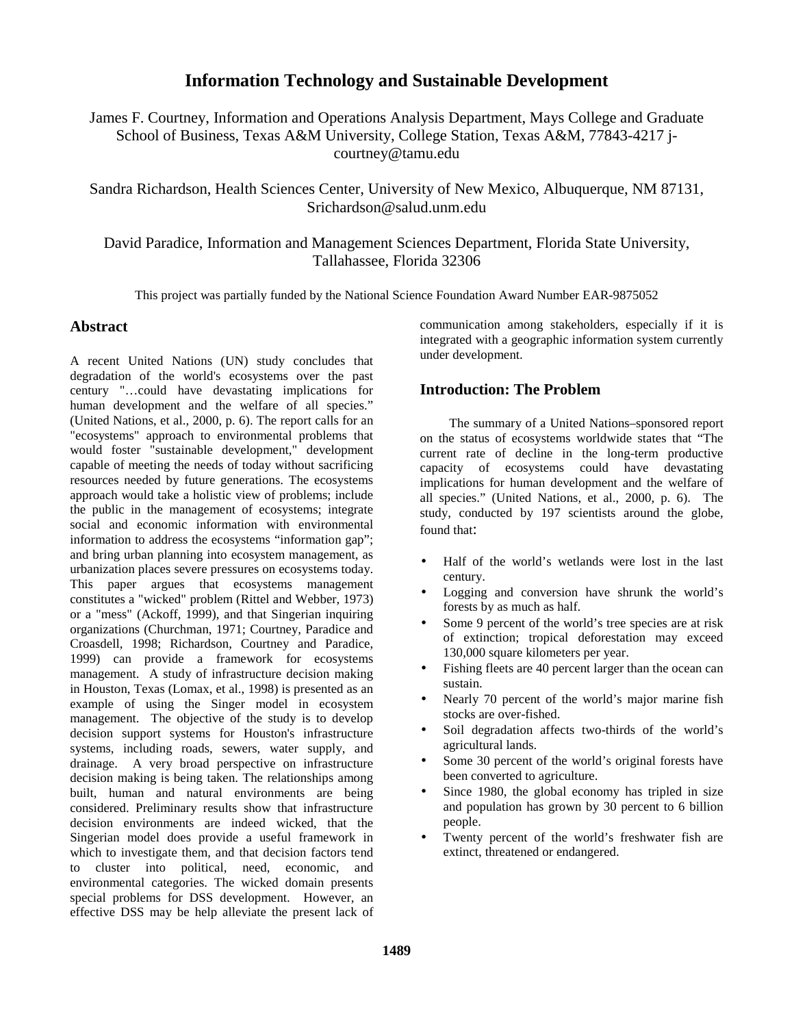# Information Technology and Sustainable Development

James F. Courtney, Information and Operations Analysis Department, Mays College and Graduate School of Business, Texas A&M University, College Station, Texas A&M, 77843-4217 j-courtney@tamu.edu

Sandra Richardson, Health Sciences Center, University of New Mexico, Albuquerque, NM 87131, Srichardson@salud.unm.edu

David Paradice, Information and Management Sciences Department, Florida State University, Tallahassee, Florida 32306

This project was partially funded by the National Science Foundation Award Number EAR-9875052

## Abstract

A recent United Nations (UN) study concludes that degradation of the world's ecosystems over the past century "…could have devastating implications for human development and the welfare of all species." (United Nations, et al., 2000, p. 6). The report calls for an "ecosystems" approach to environmental problems that would foster "sustainable development," development capable of meeting the needs of today without sacrificing resources needed by future generations. The ecosystems approach would take a holistic view of problems; include the public in the management of ecosystems; integrate social and economic information with environmental information to address the ecosystems "information gap"; and bring urban planning into ecosystem management, as urbanization places severe pressures on ecosystems today. This paper argues that ecosystems management constitutes a "wicked" problem (Rittel and Webber, 1973) or a "mess" (Ackoff, 1999), and that Singerian inquiring organizations (Churchman, 1971; Courtney, Paradice and Croasdell, 1998; Richardson, Courtney and Paradice, 1999) can provide a framework for ecosystems management. A study of infrastructure decision making in Houston, Texas (Lomax, et al., 1998) is presented as an example of using the Singer model in ecosystem management. The objective of the study is to develop decision support systems for Houston's infrastructure systems, including roads, sewers, water supply, and drainage. A very broad perspective on infrastructure decision making is being taken. The relationships among built, human and natural environments are being considered. Preliminary results show that infrastructure decision environments are indeed wicked, that the Singerian model does provide a useful framework in which to investigate them, and that decision factors tend to cluster into political, need, economic, and environmental categories. The wicked domain presents special problems for DSS development. However, an effective DSS may be help alleviate the present lack of communication among stakeholders, especially if it is integrated with a geographic information system currently under development.

## Introduction: The Problem

The summary of a United Nations–sponsored report on the status of ecosystems worldwide states that "The current rate of decline in the long-term productive capacity of ecosystems could have devastating implications for human development and the welfare of all species." (United Nations, et al., 2000, p. 6). The study, conducted by 197 scientists around the globe, found that:

- Half of the world's wetlands were lost in the last century.
- Logging and conversion have shrunk the world's forests by as much as half.
- Some 9 percent of the world's tree species are at risk of extinction; tropical deforestation may exceed 130,000 square kilometers per year.
- Fishing fleets are 40 percent larger than the ocean can sustain.
- Nearly 70 percent of the world's major marine fish stocks are over-fished.
- Soil degradation affects two-thirds of the world's agricultural lands.
- Some 30 percent of the world's original forests have been converted to agriculture.
- Since 1980, the global economy has tripled in size and population has grown by 30 percent to 6 billion people.
- Twenty percent of the world's freshwater fish are extinct, threatened or endangered.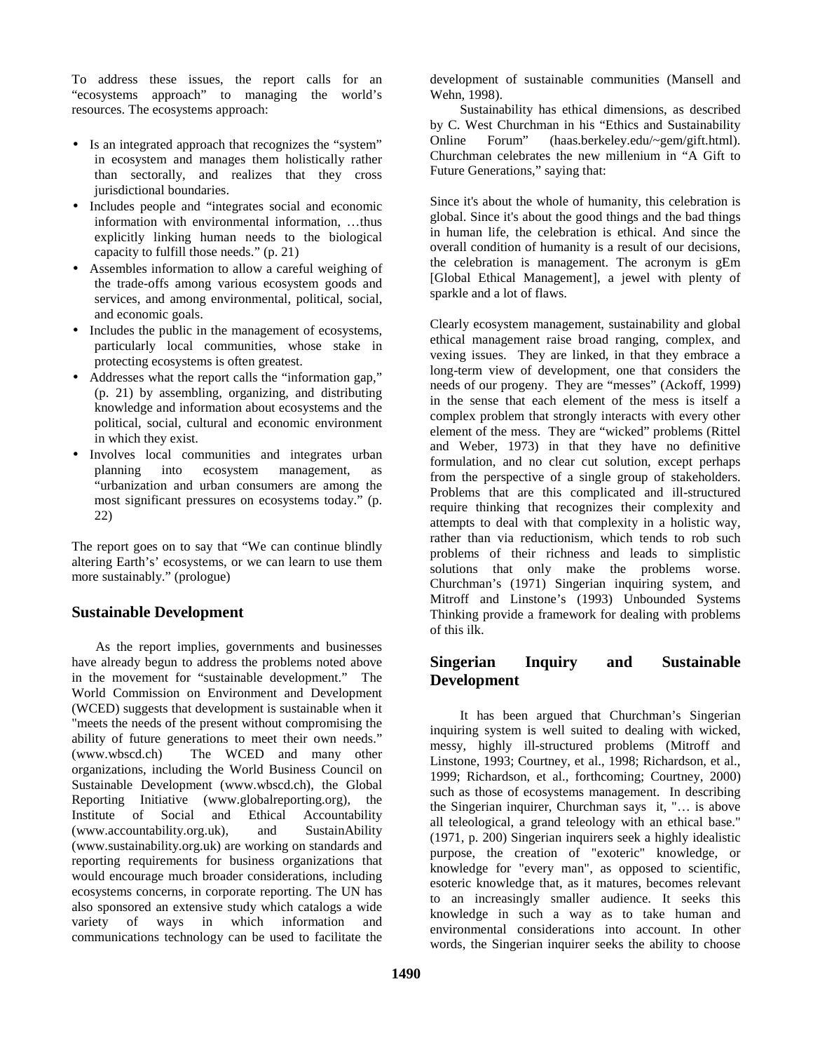To address these issues, the report calls for an "ecosystems approach" to managing the world's resources. The ecosystems approach:

- Is an integrated approach that recognizes the "system" in ecosystem and manages them holistically rather than sectorally, and realizes that they cross jurisdictional boundaries.
- Includes people and "integrates social and economic information with environmental information, …thus explicitly linking human needs to the biological capacity to fulfill those needs." (p. 21)
- Assembles information to allow a careful weighing of the trade-offs among various ecosystem goods and services, and among environmental, political, social, and economic goals.
- Includes the public in the management of ecosystems, particularly local communities, whose stake in protecting ecosystems is often greatest.
- Addresses what the report calls the "information gap," (p. 21) by assembling, organizing, and distributing knowledge and information about ecosystems and the political, social, cultural and economic environment in which they exist.
- Involves local communities and integrates urban planning into ecosystem management, as "urbanization and urban consumers are among the most significant pressures on ecosystems today." (p. 22)

The report goes on to say that "We can continue blindly altering Earth's' ecosystems, or we can learn to use them more sustainably." (prologue)

## Sustainable Development

As the report implies, governments and businesses have already begun to address the problems noted above in the movement for "sustainable development." The World Commission on Environment and Development (WCED) suggests that development is sustainable when it "meets the needs of the present without compromising the ability of future generations to meet their own needs." (www.wbscd.ch) The WCED and many other organizations, including the World Business Council on Sustainable Development (www.wbscd.ch), the Global Reporting Initiative (www.globalreporting.org), the Institute of Social and Ethical Accountability (www.accountability.org.uk), and SustainAbility (www.sustainability.org.uk) are working on standards and reporting requirements for business organizations that would encourage much broader considerations, including ecosystems concerns, in corporate reporting. The UN has also sponsored an extensive study which catalogs a wide variety of ways in which information and communications technology can be used to facilitate the development of sustainable communities (Mansell and Wehn, 1998).

Sustainability has ethical dimensions, as described by C. West Churchman in his "Ethics and Sustainability Online Forum" (haas.berkeley.edu/~gem/gift.html). Churchman celebrates the new millenium in "A Gift to Future Generations," saying that:

Since it's about the whole of humanity, this celebration is global. Since it's about the good things and the bad things in human life, the celebration is ethical. And since the overall condition of humanity is a result of our decisions, the celebration is management. The acronym is gEm [Global Ethical Management], a jewel with plenty of sparkle and a lot of flaws.

Clearly ecosystem management, sustainability and global ethical management raise broad ranging, complex, and vexing issues. They are linked, in that they embrace a long-term view of development, one that considers the needs of our progeny. They are "messes" (Ackoff, 1999) in the sense that each element of the mess is itself a complex problem that strongly interacts with every other element of the mess. They are "wicked" problems (Rittel and Weber, 1973) in that they have no definitive formulation, and no clear cut solution, except perhaps from the perspective of a single group of stakeholders. Problems that are this complicated and ill-structured require thinking that recognizes their complexity and attempts to deal with that complexity in a holistic way, rather than via reductionism, which tends to rob such problems of their richness and leads to simplistic solutions that only make the problems worse. Churchman's (1971) Singerian inquiring system, and Mitroff and Linstone's (1993) Unbounded Systems Thinking provide a framework for dealing with problems of this ilk.

## Singerian Inquiry and Sustainable Development

It has been argued that Churchman's Singerian inquiring system is well suited to dealing with wicked, messy, highly ill-structured problems (Mitroff and Linstone, 1993; Courtney, et al., 1998; Richardson, et al., 1999; Richardson, et al., forthcoming; Courtney, 2000) such as those of ecosystems management. In describing the Singerian inquirer, Churchman says it, "… is above all teleological, a grand teleology with an ethical base." (1971, p. 200) Singerian inquirers seek a highly idealistic purpose, the creation of "exoteric" knowledge, or knowledge for "every man", as opposed to scientific, esoteric knowledge that, as it matures, becomes relevant to an increasingly smaller audience. It seeks this knowledge in such a way as to take human and environmental considerations into account. In other words, the Singerian inquirer seeks the ability to choose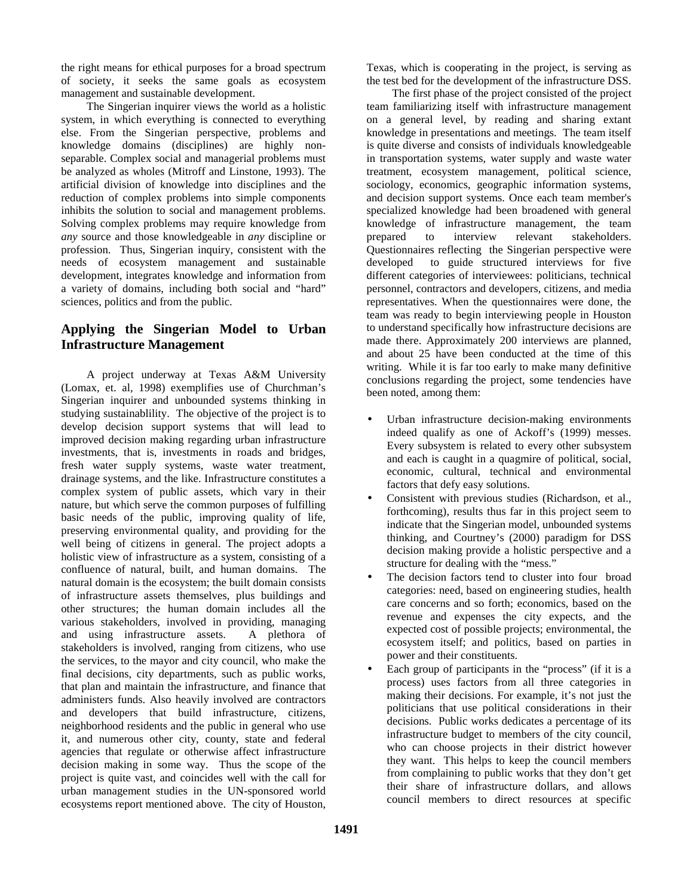the right means for ethical purposes for a broad spectrum of society, it seeks the same goals as ecosystem management and sustainable development.

The Singerian inquirer views the world as a holistic system, in which everything is connected to everything else. From the Singerian perspective, problems and knowledge domains (disciplines) are highly non-separable. Complex social and managerial problems must be analyzed as wholes (Mitroff and Linstone, 1993). The artificial division of knowledge into disciplines and the reduction of complex problems into simple components inhibits the solution to social and management problems. Solving complex problems may require knowledge from *any* source and those knowledgeable in *any* discipline or profession. Thus, Singerian inquiry, consistent with the needs of ecosystem management and sustainable development, integrates knowledge and information from a variety of domains, including both social and "hard" sciences, politics and from the public.

## Applying the Singerian Model to Urban Infrastructure Management

A project underway at Texas A&M University (Lomax, et. al, 1998) exemplifies use of Churchman's Singerian inquirer and unbounded systems thinking in studying sustainablility. The objective of the project is to develop decision support systems that will lead to improved decision making regarding urban infrastructure investments, that is, investments in roads and bridges, fresh water supply systems, waste water treatment, drainage systems, and the like. Infrastructure constitutes a complex system of public assets, which vary in their nature, but which serve the common purposes of fulfilling basic needs of the public, improving quality of life, preserving environmental quality, and providing for the well being of citizens in general. The project adopts a holistic view of infrastructure as a system, consisting of a confluence of natural, built, and human domains. The natural domain is the ecosystem; the built domain consists of infrastructure assets themselves, plus buildings and other structures; the human domain includes all the various stakeholders, involved in providing, managing and using infrastructure assets. A plethora of stakeholders is involved, ranging from citizens, who use the services, to the mayor and city council, who make the final decisions, city departments, such as public works, that plan and maintain the infrastructure, and finance that administers funds. Also heavily involved are contractors and developers that build infrastructure, citizens, neighborhood residents and the public in general who use it, and numerous other city, county, state and federal agencies that regulate or otherwise affect infrastructure decision making in some way. Thus the scope of the project is quite vast, and coincides well with the call for urban management studies in the UN-sponsored world ecosystems report mentioned above. The city of Houston, Texas, which is cooperating in the project, is serving as the test bed for the development of the infrastructure DSS.

The first phase of the project consisted of the project team familiarizing itself with infrastructure management on a general level, by reading and sharing extant knowledge in presentations and meetings. The team itself is quite diverse and consists of individuals knowledgeable in transportation systems, water supply and waste water treatment, ecosystem management, political science, sociology, economics, geographic information systems, and decision support systems. Once each team member's specialized knowledge had been broadened with general knowledge of infrastructure management, the team prepared to interview relevant stakeholders. Questionnaires reflecting the Singerian perspective were developed to guide structured interviews for five different categories of interviewees: politicians, technical personnel, contractors and developers, citizens, and media representatives. When the questionnaires were done, the team was ready to begin interviewing people in Houston to understand specifically how infrastructure decisions are made there. Approximately 200 interviews are planned, and about 25 have been conducted at the time of this writing. While it is far too early to make many definitive conclusions regarding the project, some tendencies have been noted, among them:

- Urban infrastructure decision-making environments indeed qualify as one of Ackoff's (1999) messes. Every subsystem is related to every other subsystem and each is caught in a quagmire of political, social, economic, cultural, technical and environmental factors that defy easy solutions.
- Consistent with previous studies (Richardson, et al., forthcoming), results thus far in this project seem to indicate that the Singerian model, unbounded systems thinking, and Courtney's (2000) paradigm for DSS decision making provide a holistic perspective and a structure for dealing with the "mess."
- The decision factors tend to cluster into four broad categories: need, based on engineering studies, health care concerns and so forth; economics, based on the revenue and expenses the city expects, and the expected cost of possible projects; environmental, the ecosystem itself; and politics, based on parties in power and their constituents.
- Each group of participants in the "process" (if it is a process) uses factors from all three categories in making their decisions. For example, it's not just the politicians that use political considerations in their decisions. Public works dedicates a percentage of its infrastructure budget to members of the city council, who can choose projects in their district however they want. This helps to keep the council members from complaining to public works that they don't get their share of infrastructure dollars, and allows council members to direct resources at specific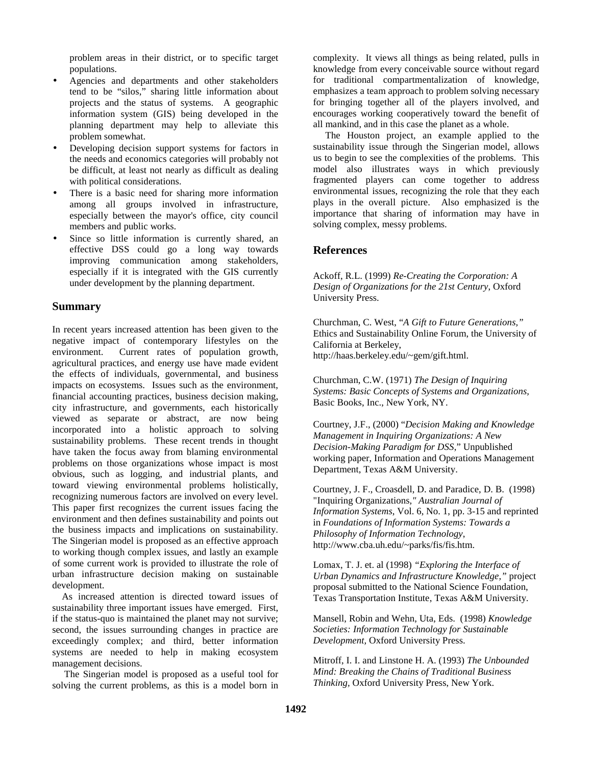problem areas in their district, or to specific target populations.

- Agencies and departments and other stakeholders tend to be "silos," sharing little information about projects and the status of systems. A geographic information system (GIS) being developed in the planning department may help to alleviate this problem somewhat.
- Developing decision support systems for factors in the needs and economics categories will probably not be difficult, at least not nearly as difficult as dealing with political considerations.
- There is a basic need for sharing more information among all groups involved in infrastructure, especially between the mayor's office, city council members and public works.
- Since so little information is currently shared, an effective DSS could go a long way towards improving communication among stakeholders, especially if it is integrated with the GIS currently under development by the planning department.

## Summary

In recent years increased attention has been given to the negative impact of contemporary lifestyles on the environment. Current rates of population growth, agricultural practices, and energy use have made evident the effects of individuals, governmental, and business impacts on ecosystems. Issues such as the environment, financial accounting practices, business decision making, city infrastructure, and governments, each historically viewed as separate or abstract, are now being incorporated into a holistic approach to solving sustainability problems. These recent trends in thought have taken the focus away from blaming environmental problems on those organizations whose impact is most obvious, such as logging, and industrial plants, and toward viewing environmental problems holistically, recognizing numerous factors are involved on every level. This paper first recognizes the current issues facing the environment and then defines sustainability and points out the business impacts and implications on sustainability. The Singerian model is proposed as an effective approach to working though complex issues, and lastly an example of some current work is provided to illustrate the role of urban infrastructure decision making on sustainable development.

As increased attention is directed toward issues of sustainability three important issues have emerged. First, if the status-quo is maintained the planet may not survive; second, the issues surrounding changes in practice are exceedingly complex; and third, better information systems are needed to help in making ecosystem management decisions.

The Singerian model is proposed as a useful tool for solving the current problems, as this is a model born in complexity. It views all things as being related, pulls in knowledge from every conceivable source without regard for traditional compartmentalization of knowledge, emphasizes a team approach to problem solving necessary for bringing together all of the players involved, and encourages working cooperatively toward the benefit of all mankind, and in this case the planet as a whole.

The Houston project, an example applied to the sustainability issue through the Singerian model, allows us to begin to see the complexities of the problems. This model also illustrates ways in which previously fragmented players can come together to address environmental issues, recognizing the role that they each plays in the overall picture. Also emphasized is the importance that sharing of information may have in solving complex, messy problems.

## References

Ackoff, R.L. (1999) *Re-Creating the Corporation: A Design of Organizations for the 21st Century*, Oxford University Press.

Churchman, C. West, "*A Gift to Future Generations,*" Ethics and Sustainability Online Forum, the University of California at Berkeley, http://haas.berkeley.edu/~gem/gift.html.

Churchman, C.W. (1971) *The Design of Inquiring Systems: Basic Concepts of Systems and Organizations*, Basic Books, Inc., New York, NY.

Courtney, J.F., (2000) "*Decision Making and Knowledge Management in Inquiring Organizations: A New Decision-Making Paradigm for DSS*," Unpublished working paper, Information and Operations Management Department, Texas A&M University.

Courtney, J. F., Croasdell, D. and Paradice, D. B. (1998) "Inquiring Organizations*," Australian Journal of Information Systems*, Vol. 6, No. 1, pp. 3-15 and reprinted in *Foundations of Information Systems: Towards a Philosophy of Information Technology*, http://www.cba.uh.edu/~parks/fis/fis.htm.

Lomax, T. J. et. al (1998) *"Exploring the Interface of Urban Dynamics and Infrastructure Knowledge,"* project proposal submitted to the National Science Foundation, Texas Transportation Institute, Texas A&M University.

Mansell, Robin and Wehn, Uta, Eds. (1998) *Knowledge Societies: Information Technology for Sustainable Development*, Oxford University Press.

Mitroff, I. I. and Linstone H. A. (1993) *The Unbounded Mind: Breaking the Chains of Traditional Business Thinking*, Oxford University Press, New York.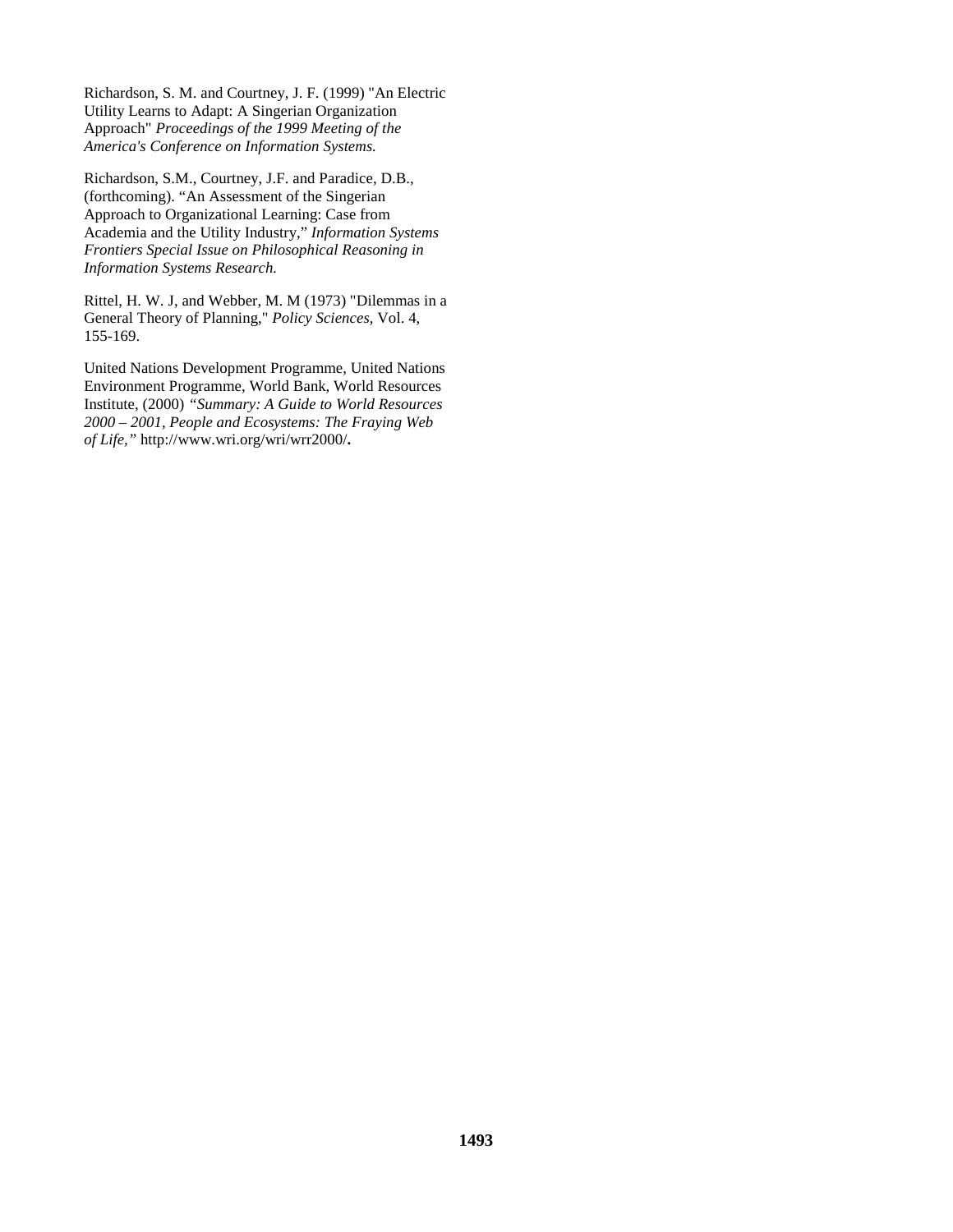Richardson, S. M. and Courtney, J. F. (1999) "An Electric Utility Learns to Adapt: A Singerian Organization Approach" *Proceedings of the 1999 Meeting of the America's Conference on Information Systems.*

Richardson, S.M., Courtney, J.F. and Paradice, D.B., (forthcoming). "An Assessment of the Singerian Approach to Organizational Learning: Case from Academia and the Utility Industry," *Information Systems Frontiers Special Issue on Philosophical Reasoning in Information Systems Research.*

Rittel, H. W. J, and Webber, M. M (1973) "Dilemmas in a General Theory of Planning," *Policy Sciences,* Vol. 4, 155-169.

United Nations Development Programme, United Nations Environment Programme, World Bank, World Resources Institute, (2000) *"Summary: A Guide to World Resources 2000 – 2001, People and Ecosystems: The Fraying Web of Life,"* http://www.wri.org/wri/wrr2000/**.**